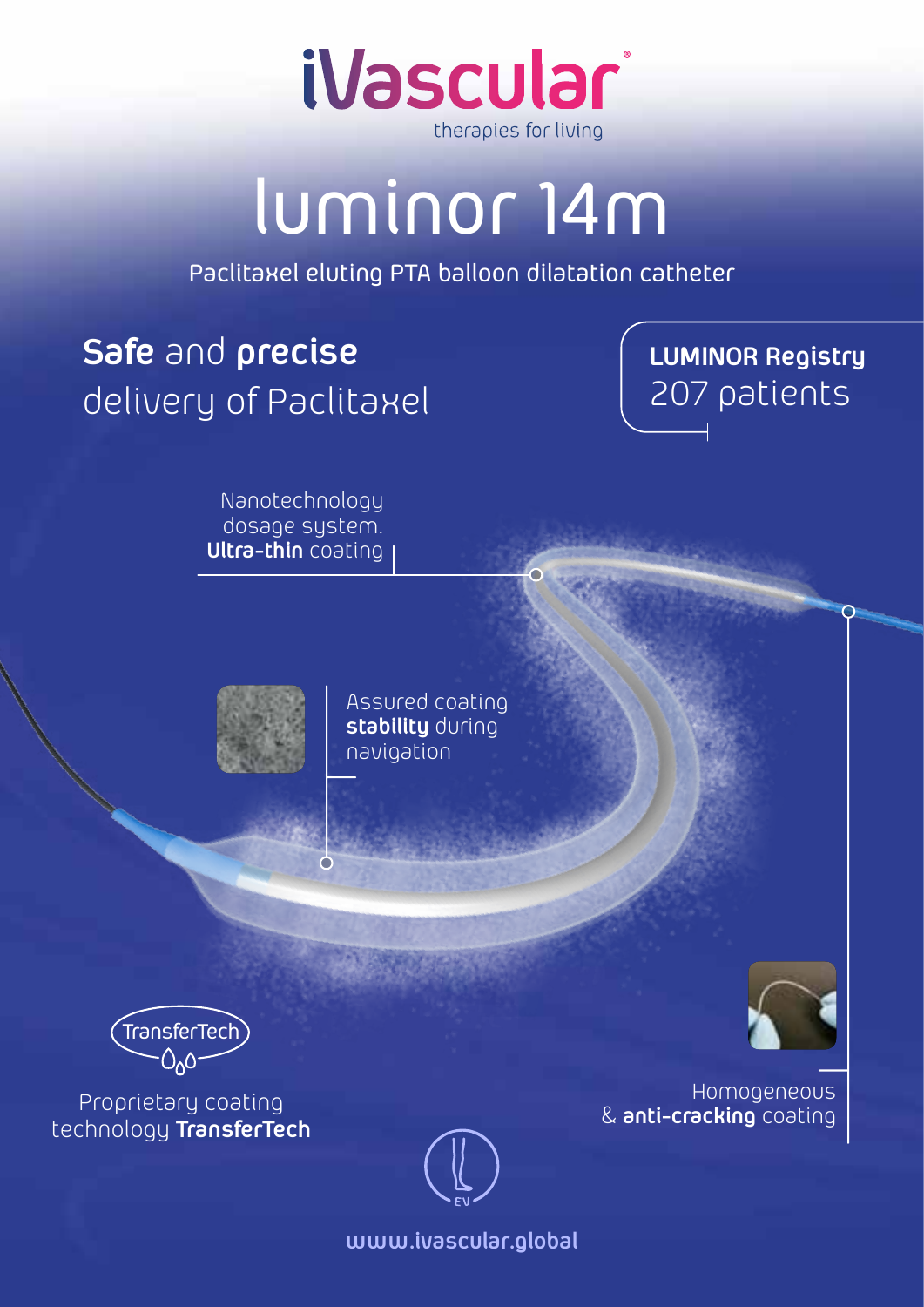# iVascular

therapies for living

# luminor 14m

Paclitaxel eluting PTA balloon dilatation catheter

## **Safe** and **precise** delivery of Paclitaxel

**LUMINOR Registry**
207 patients

Nanotechnology dosage system.
**Ultra-thin** coating

Assured coating **stability** during navigation

TransferTech

Proprietary coating technology **TransferTech**

Homogeneous & **anti-cracking** coating

EV

**www.ivascular.global**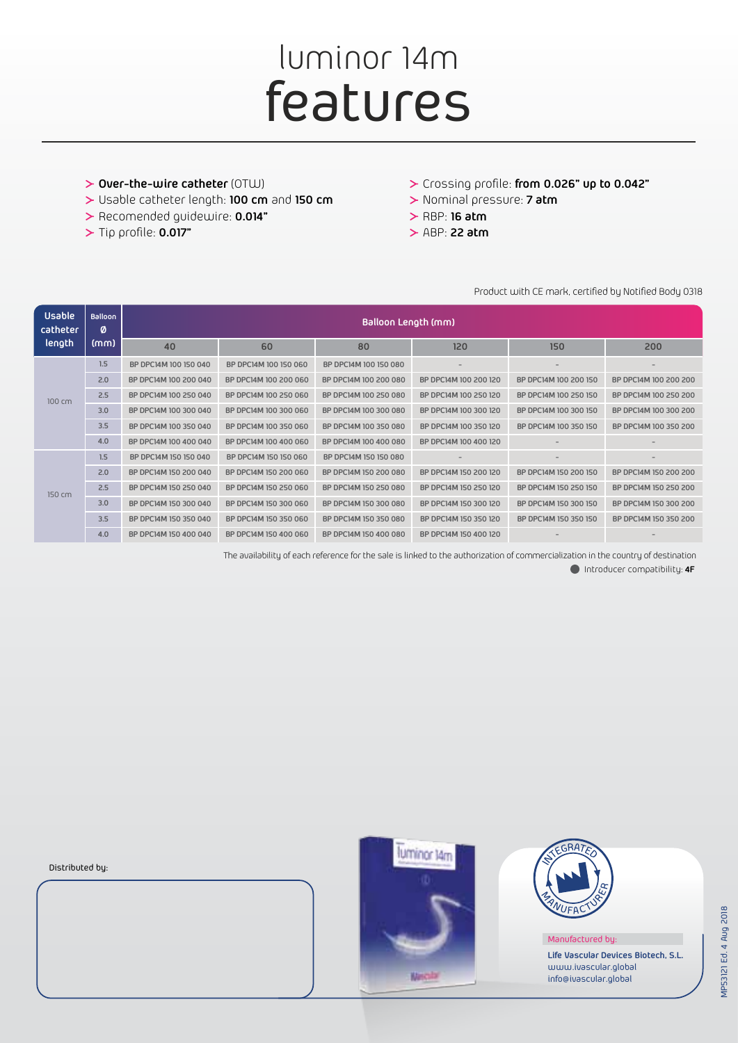# luminor 14m
# features

- **Over-the-wire catheter** (OTW)
- Usable catheter length: **100 cm** and **150 cm**
- Recomended guidewire: **0.014"**
- Tip profile: **0.017"**
- Crossing profile: **from 0.026" up to 0.042"**
- Nominal pressure: **7 atm**
- RBP: **16 atm**
- ABP: **22 atm**

Product with CE mark, certified by Notified Body 0318

| Usable catheter length | Balloon Ø (mm) | Balloon Length (mm) | | | | | |
|---|---|---|---|---|---|---|---|
| | | 40 | 60 | 80 | 120 | 150 | 200 |
| 100 cm | 1.5 | BP DPC14M 100 150 040 | BP DPC14M 100 150 060 | BP DPC14M 100 150 080 | - | - | - |
| | 2.0 | BP DPC14M 100 200 040 | BP DPC14M 100 200 060 | BP DPC14M 100 200 080 | BP DPC14M 100 200 120 | BP DPC14M 100 200 150 | BP DPC14M 100 200 200 |
| | 2.5 | BP DPC14M 100 250 040 | BP DPC14M 100 250 060 | BP DPC14M 100 250 080 | BP DPC14M 100 250 120 | BP DPC14M 100 250 150 | BP DPC14M 100 250 200 |
| | 3.0 | BP DPC14M 100 300 040 | BP DPC14M 100 300 060 | BP DPC14M 100 300 080 | BP DPC14M 100 300 120 | BP DPC14M 100 300 150 | BP DPC14M 100 300 200 |
| | 3.5 | BP DPC14M 100 350 040 | BP DPC14M 100 350 060 | BP DPC14M 100 350 080 | BP DPC14M 100 350 120 | BP DPC14M 100 350 150 | BP DPC14M 100 350 200 |
| | 4.0 | BP DPC14M 100 400 040 | BP DPC14M 100 400 060 | BP DPC14M 100 400 080 | BP DPC14M 100 400 120 | - | - |
| 150 cm | 1.5 | BP DPC14M 150 150 040 | BP DPC14M 150 150 060 | BP DPC14M 150 150 080 | - | - | - |
| | 2.0 | BP DPC14M 150 200 040 | BP DPC14M 150 200 060 | BP DPC14M 150 200 080 | BP DPC14M 150 200 120 | BP DPC14M 150 200 150 | BP DPC14M 150 200 200 |
| | 2.5 | BP DPC14M 150 250 040 | BP DPC14M 150 250 060 | BP DPC14M 150 250 080 | BP DPC14M 150 250 120 | BP DPC14M 150 250 150 | BP DPC14M 150 250 200 |
| | 3.0 | BP DPC14M 150 300 040 | BP DPC14M 150 300 060 | BP DPC14M 150 300 080 | BP DPC14M 150 300 120 | BP DPC14M 150 300 150 | BP DPC14M 150 300 200 |
| | 3.5 | BP DPC14M 150 350 040 | BP DPC14M 150 350 060 | BP DPC14M 150 350 080 | BP DPC14M 150 350 120 | BP DPC14M 150 350 150 | BP DPC14M 150 350 200 |
| | 4.0 | BP DPC14M 150 400 040 | BP DPC14M 150 400 060 | BP DPC14M 150 400 080 | BP DPC14M 150 400 120 | - | - |

The availability of each reference for the sale is linked to the authorization of commercialization in the country of destination

● Introducer compatibility: **4F**

Distributed by:

INTEGRATED MANUFACTURER

Manufactured by:

**Life Vascular Devices Biotech, S.L.**
www.ivascular.global
info@ivascular.global

MPS3121 Ed. 4 Aug 2018